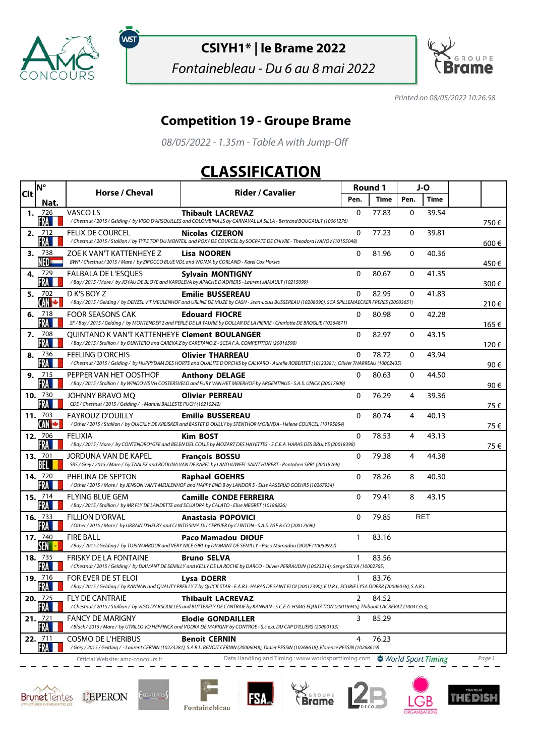# CSIYH1* | le Brame 2022

*Fontainebleau - Du 6 au 8 mai 2022*

*Printed on 08/05/2022 10:26:58*

## Competition 19 - Groupe Brame

*08/05/2022 - 1.35m - Table A with Jump-Off*

# CLASSIFICATION

| Clt | N° Nat. | Horse / Cheval | Rider / Cavalier | Round 1 Pen. | Round 1 Time | J-O Pen. | J-O Time | |
|---|---|---|---|---|---|---|---|---|
| 1. | 726 FRA | VASCO LS<br>*/ Chestnut / 2015 / Gelding / by VIGO D'ARSOUILLES and COLOMBINA LS by CARNAVAL LA SILLA - Bertrand BOUGAULT (10061276)* | **Thibault LACREVAZ** | 0 | 77.83 | 0 | 39.54 | 750 € |
| 2. | 712 FRA | FELIX DE COURCEL<br>*/ Chestnut / 2015 / Stallion / by TYPE TOP DU MONTEIL and ROXY DE COURCEL by SOCRATE DE CHIVRE - Theodora IVANOV (10155048)* | **Nicolas CIZERON** | 0 | 77.23 | 0 | 39.81 | 600 € |
| 3. | 738 NED | ZOE K VAN'T KATTENHEYE Z<br>*BWP / Chestnut / 2015 / Mare / by ZIROCCO BLUE VDL and WONJA by CORLAND - Karel Cox Horses* | **Lisa NOOREN** | 0 | 81.96 | 0 | 40.36 | 450 € |
| 4. | 729 FRA | FALBALA DE L'ESQUES<br>*/ Bay / 2015 / Mare / by JOYAU DE BLOYE and KAROLEVA by APACHE D'ADRIERS - Laurent JAMAULT (10215099)* | **Sylvain MONTIGNY** | 0 | 80.67 | 0 | 41.35 | 300 € |
| 5. | 702 CAN | D K'S BOY Z<br>*/ Bay / 2015 / Gelding / by DENZEL V'T MEULENHOF and URLINE DE MUZE by CASH - Jean-Louis BUSSEREAU (10208090), SCA SPILLEMAECKER FRERES (20003651)* | **Emilie BUSSEREAU** | 0 | 82.95 | 0 | 41.83 | 210 € |
| 6. | 718 FRA | FOOR SEASONS CAK<br>*SF / Bay / 2015 / Gelding / by MONTENDER 2 and PERLE DE LA TAURIE by DOLLAR DE LA PIERRE - Charlotte DE BROGLIE (10264871)* | **Edouard FIOCRE** | 0 | 80.98 | 0 | 42.28 | 165 € |
| 7. | 708 FRA | QUINTANO K VAN'T KATTENHEYE<br>*/ Bay / 2015 / Stallion / by QUINTERO and CAREKA Z by CARETANO Z - SCEA F.A. COMPETITION (20016590)* | **Clement BOULANGER** | 0 | 82.97 | 0 | 43.15 | 120 € |
| 8. | 736 FRA | FEELING D'ORCHIS<br>*/ Chestnut / 2015 / Gelding / by HUPPYDAM DES HORTS and QUALITE D'ORCHIS by CALVARO - Aurelie ROBERTET (10123381), Olivier THARREAU (10002435)* | **Olivier THARREAU** | 0 | 78.72 | 0 | 43.94 | 90 € |
| 9. | 715 FRA | PEPPER VAN HET OOSTHOF<br>*/ Bay / 2015 / Stallion / by WINDOWS VH COSTERSVELD and FURY VAN HET MEIERHOF by ARGENTINUS - S.A.S. UNICK (20017909)* | **Anthony DELAGE** | 0 | 80.63 | 0 | 44.50 | 90 € |
| 10. | 730 FRA | JOHNNY BRAVO MQ<br>*CDE / Chestnut / 2015 / Gelding / - Manuel BALLESTE PUCH (10210242)* | **Olivier PERREAU** | 0 | 76.29 | 4 | 39.36 | 75 € |
| 11. | 703 CAN | FAYROUZ D'OUILLY<br>*/ Other / 2015 / Stallion / by QUICKLY DE KREISKER and BASTET D'OUILLY by STENTHOR MORINDA - Helene COURCEL (10195854)* | **Emilie BUSSEREAU** | 0 | 80.74 | 4 | 40.13 | 75 € |
| 12. | 706 FRA | FELIXIA<br>*/ Bay / 2015 / Mare / by CONTENDRO*GFE and BELEN DEL COLLE by MOZART DES HAYETTES - S.C.E.A. HARAS DES BRULYS (20018398)* | **Kim BOST** | 0 | 78.53 | 4 | 43.13 | 75 € |
| 13. | 701 BEL | JORDUNA VAN DE KAPEL<br>*SBS / Grey / 2015 / Mare / by TAALEX and RODUNA VAN DE KAPEL by LANDJUWEEL SAINT HUBERT - Pontrihen SPRL (20018768)* | **François BOSSU** | 0 | 79.38 | 4 | 44.38 | |
| 14. | 720 FRA | PHELINA DE SEPTON<br>*/ Other / 2015 / Mare / by JENSON VAN'T MEULENHOF and HAPPY END B by LANDOR S - Elise AASERUD GOEHRS (10267934)* | **Raphael GOEHRS** | 0 | 78.26 | 8 | 40.30 | |
| 15. | 714 FRA | FLYING BLUE GEM<br>*/ Bay / 2015 / Stallion / by MR FLY DE LANDETTE and SCUADRA by CALATO - Elise MEGRET (10186826)* | **Camille CONDE FERREIRA** | 0 | 79.41 | 8 | 43.15 | |
| 16. | 733 FRA | FILLION D'ORVAL<br>*/ Other / 2015 / Mare / by URBAIN D'HELBY and CLINTISSIMA DU CERISIER by CLINTON - S.A.S. ASF & CO (20017696)* | **Anastasia POPOVICI** | 0 | 79.85 | RET | | |
| 17. | 740 SEN | FIRE BALL<br>*/ Bay / 2015 / Gelding / by TOPINAMBOUR and VERY NICE GIRL by DIAMANT DE SEMILLY - Paco Mamadou DIOUF (10059922)* | **Paco Mamadou DIOUF** | 1 | 83.16 | | | |
| 18. | 735 FRA | FRISKY DE LA FONTAINE<br>*/ Chestnut / 2015 / Gelding / by DIAMANT DE SEMILLY and KELLY DE LA ROCHE by DARCO - Olivier PERRAUDIN (10023214), Serge SELVA (10002765)* | **Bruno SELVA** | 1 | 83.56 | | | |
| 19. | 716 FRA | FOR EVER DE ST ELOI<br>*/ Bay / 2015 / Gelding / by KANNAN and QUALITY PREILLY Z by QUICK STAR - E.A.R.L. HARAS DE SAINT ELOI (20017390), E.U.R.L. ECURIE LYSA DOERR (20006058), S.A.R.L.* | **Lysa DOERR** | 1 | 83.76 | | | |
| 20. | 725 FRA | FLY DE CANTRAIE<br>*/ Chestnut / 2015 / Stallion / by VIGO D'ARSOUILLES and BUTTERFLY DE CANTRAIE by KANNAN - S.C.E.A. HSMG EQUITATION (20016945), Thibault LACREVAZ (10041353),* | **Thibault LACREVAZ** | 2 | 84.52 | | | |
| 21. | 721 FRA | FANCY DE MARIGNY<br>*/ Black / 2015 / Mare / by UTRILLO VD HEFFINCK and VODKA DE MARIGNY by CONTROE - S.c.e.a. DU CAP D'ILLIERS (20000133)* | **Elodie GONDAILLER** | 3 | 85.29 | | | |
| 22. | 711 FRA | COSMO DE L'HERIBUS<br>*/ Grey / 2015 / Gelding / - Laurent CERNIN (10223281), S.A.R.L. BENOIT CERNIN (20006048), Didier PESSIN (10268618), Florence PESSIN (10268619)* | **Benoit CERNIN** | 4 | 76.23 | | | |

Official Website: amc-concours.fr — Data Handling and Timing : www.worldsporttiming.com — World Sport Timing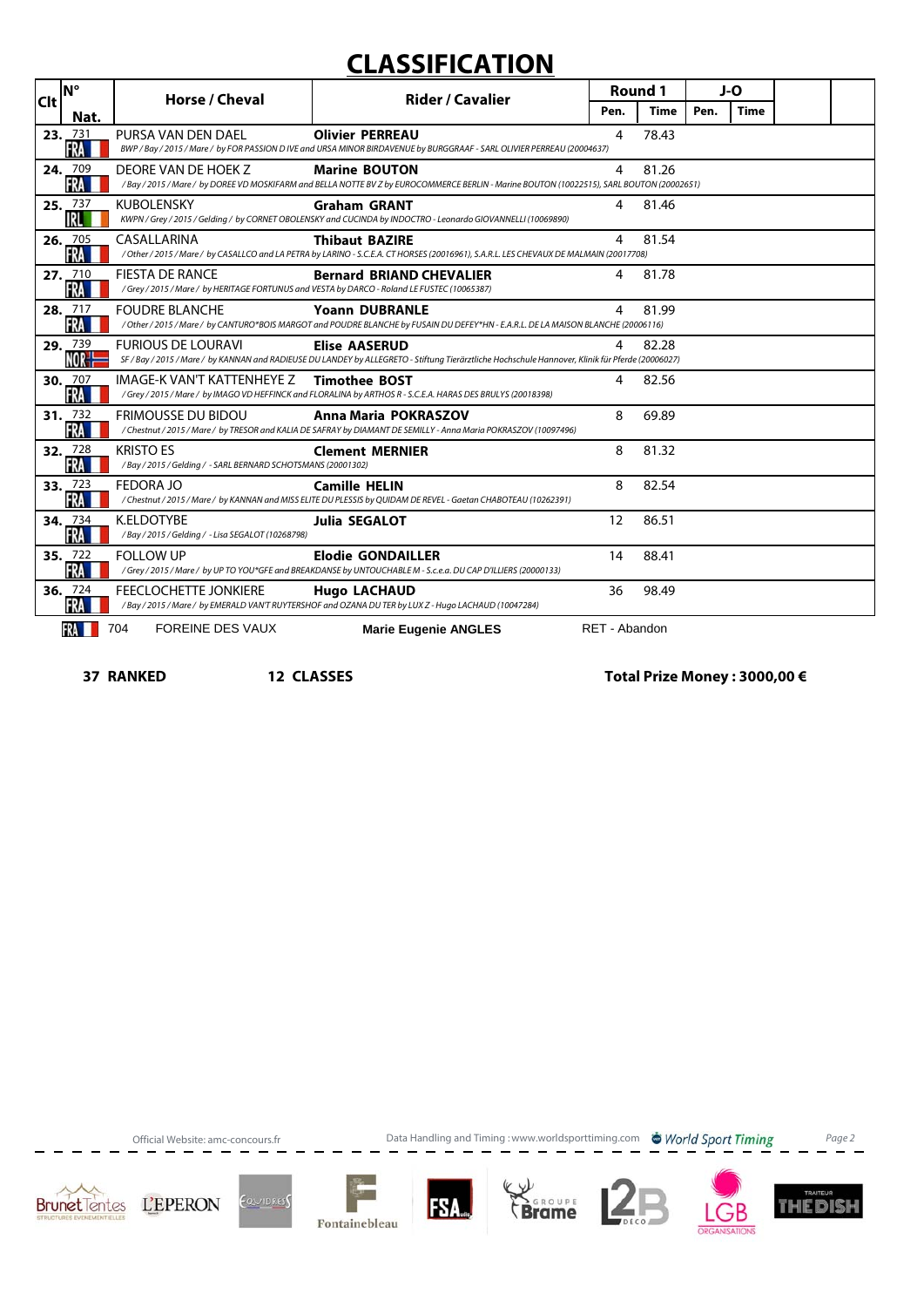# CLASSIFICATION

| Clt | N° Nat. | Horse / Cheval | Rider / Cavalier | Round 1 Pen. | Round 1 Time | J-O Pen. | J-O Time | | |
|---|---|---|---|---|---|---|---|---|---|
| 23. | 731 FRA | PURSA VAN DEN DAEL<br>BWP / Bay / 2015 / Mare / by FOR PASSION D IVE and URSA MINOR BIRDAVENUE by BURGGRAAF - SARL OLIVIER PERREAU (20004637) | **Olivier PERREAU** | 4 | 78.43 | | | | |
| 24. | 709 FRA | DEORE VAN DE HOEK Z<br>/ Bay / 2015 / Mare / by DOREE VD MOSKIFARM and BELLA NOTTE BV Z by EUROCOMMERCE BERLIN - Marine BOUTON (10022515), SARL BOUTON (20002651) | **Marine BOUTON** | 4 | 81.26 | | | | |
| 25. | 737 IRL | KUBOLENSKY<br>KWPN / Grey / 2015 / Gelding / by CORNET OBOLENSKY and CUCINDA by INDOCTRO - Leonardo GIOVANNELLI (10069890) | **Graham GRANT** | 4 | 81.46 | | | | |
| 26. | 705 FRA | CASALLARINA<br>/ Other / 2015 / Mare / by CASALLCO and LA PETRA by LARINO - S.C.E.A. CT HORSES (20016961), S.A.R.L. LES CHEVAUX DE MALMAIN (20017708) | **Thibaut BAZIRE** | 4 | 81.54 | | | | |
| 27. | 710 FRA | FIESTA DE RANCE<br>/ Grey / 2015 / Mare / by HERITAGE FORTUNUS and VESTA by DARCO - Roland LE FUSTEC (10065387) | **Bernard BRIAND CHEVALIER** | 4 | 81.78 | | | | |
| 28. | 717 FRA | FOUDRE BLANCHE<br>/ Other / 2015 / Mare / by CANTURO*BOIS MARGOT and POUDRE BLANCHE by FUSAIN DU DEFEY*HN - E.A.R.L. DE LA MAISON BLANCHE (20006116) | **Yoann DUBRANLE** | 4 | 81.99 | | | | |
| 29. | 739 NOR | FURIOUS DE LOURAVI<br>SF / Bay / 2015 / Mare / by KANNAN and RADIEUSE DU LANDEY by ALLEGRETO - Stiftung Tierärztliche Hochschule Hannover, Klinik für Pferde (20006027) | **Elise AASERUD** | 4 | 82.28 | | | | |
| 30. | 707 FRA | IMAGE-K VAN'T KATTENHEYE Z<br>/ Grey / 2015 / Mare / by IMAGO VD HEFFINCK and FLORALINA by ARTHOS R - S.C.E.A. HARAS DES BRULYS (20018398) | **Timothee BOST** | 4 | 82.56 | | | | |
| 31. | 732 FRA | FRIMOUSSE DU BIDOU<br>/ Chestnut / 2015 / Mare / by TRESOR and KALIA DE SAFRAY by DIAMANT DE SEMILLY - Anna Maria POKRASZOV (10097496) | **Anna Maria POKRASZOV** | 8 | 69.89 | | | | |
| 32. | 728 FRA | KRISTO ES<br>/ Bay / 2015 / Gelding / - SARL BERNARD SCHOTSMANS (20001302) | **Clement MERNIER** | 8 | 81.32 | | | | |
| 33. | 723 FRA | FEDORA JO<br>/ Chestnut / 2015 / Mare / by KANNAN and MISS ELITE DU PLESSIS by QUIDAM DE REVEL - Gaetan CHABOTEAU (10262391) | **Camille HELIN** | 8 | 82.54 | | | | |
| 34. | 734 FRA | K.ELDOTYBE<br>/ Bay / 2015 / Gelding / - Lisa SEGALOT (10268798) | **Julia SEGALOT** | 12 | 86.51 | | | | |
| 35. | 722 FRA | FOLLOW UP<br>/ Grey / 2015 / Mare / by UP TO YOU*GFE and BREAKDANSE by UNTOUCHABLE M - S.c.e.a. DU CAP D'ILLIERS (20000133) | **Elodie GONDAILLER** | 14 | 88.41 | | | | |
| 36. | 724 FRA | FEECLOCHETTE JONKIERE<br>/ Bay / 2015 / Mare / by EMERALD VAN'T RUYTERSHOF and OZANA DU TER by LUX Z - Hugo LACHAUD (10047284) | **Hugo LACHAUD** | 36 | 98.49 | | | | |
| | FRA 704 | FOREINE DES VAUX | **Marie Eugenie ANGLES** | RET - Abandon | | | | | |

**37 RANKED** **12 CLASSES** **Total Prize Money : 3000,00 €**

Official Website: amc-concours.fr Data Handling and Timing : www.worldsporttiming.com World Sport Timing